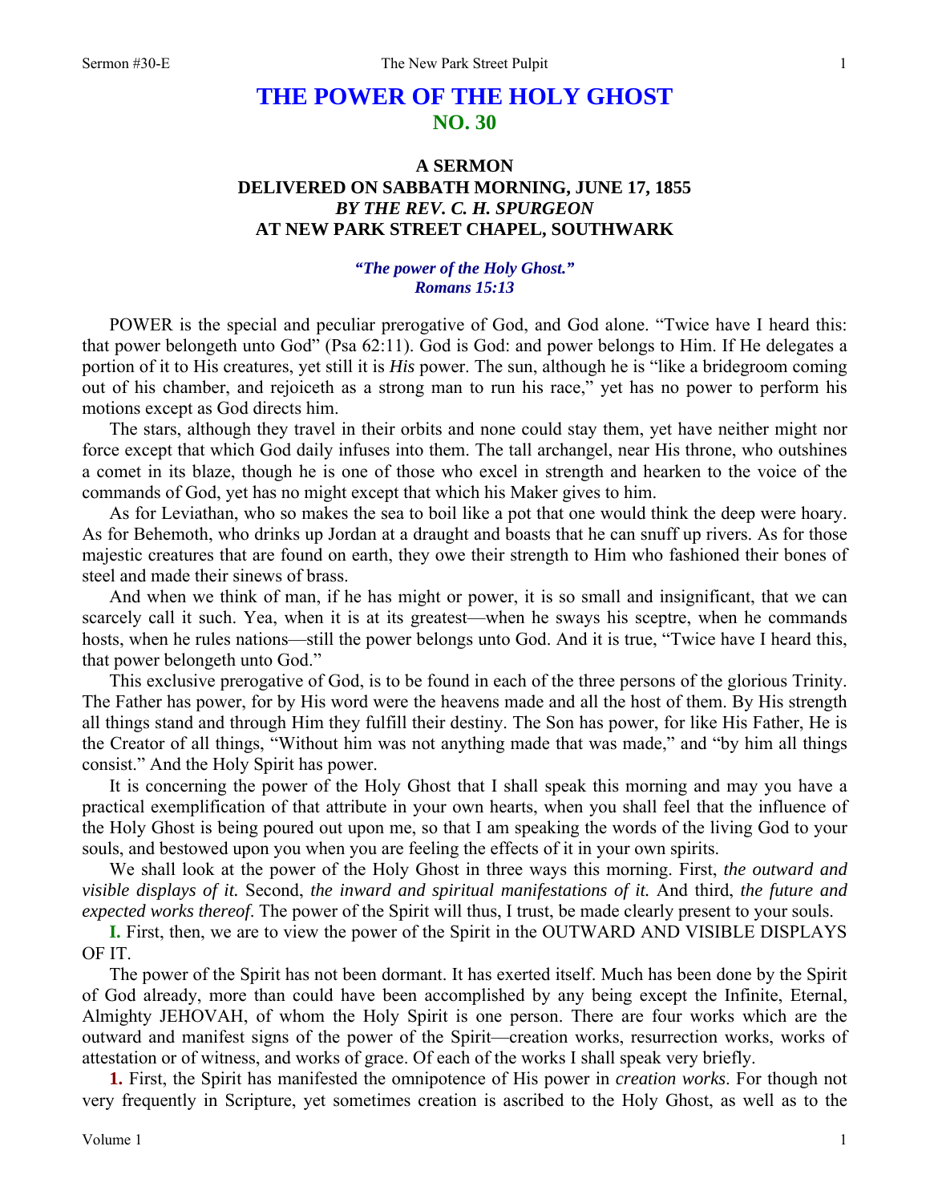# THE POWER OF THE HOLY GHOST
## NO. 30

### A SERMON
### DELIVERED ON SABBATH MORNING, JUNE 17, 1855
### *BY THE REV. C. H. SPURGEON*
### AT NEW PARK STREET CHAPEL, SOUTHWARK

***"The power of the Holy Ghost."***
***Romans 15:13***

POWER is the special and peculiar prerogative of God, and God alone. "Twice have I heard this: that power belongeth unto God" (Psa 62:11). God is God: and power belongs to Him. If He delegates a portion of it to His creatures, yet still it is *His* power. The sun, although he is "like a bridegroom coming out of his chamber, and rejoiceth as a strong man to run his race," yet has no power to perform his motions except as God directs him.

The stars, although they travel in their orbits and none could stay them, yet have neither might nor force except that which God daily infuses into them. The tall archangel, near His throne, who outshines a comet in its blaze, though he is one of those who excel in strength and hearken to the voice of the commands of God, yet has no might except that which his Maker gives to him.

As for Leviathan, who so makes the sea to boil like a pot that one would think the deep were hoary. As for Behemoth, who drinks up Jordan at a draught and boasts that he can snuff up rivers. As for those majestic creatures that are found on earth, they owe their strength to Him who fashioned their bones of steel and made their sinews of brass.

And when we think of man, if he has might or power, it is so small and insignificant, that we can scarcely call it such. Yea, when it is at its greatest—when he sways his sceptre, when he commands hosts, when he rules nations—still the power belongs unto God. And it is true, "Twice have I heard this, that power belongeth unto God."

This exclusive prerogative of God, is to be found in each of the three persons of the glorious Trinity. The Father has power, for by His word were the heavens made and all the host of them. By His strength all things stand and through Him they fulfill their destiny. The Son has power, for like His Father, He is the Creator of all things, "Without him was not anything made that was made," and "by him all things consist." And the Holy Spirit has power.

It is concerning the power of the Holy Ghost that I shall speak this morning and may you have a practical exemplification of that attribute in your own hearts, when you shall feel that the influence of the Holy Ghost is being poured out upon me, so that I am speaking the words of the living God to your souls, and bestowed upon you when you are feeling the effects of it in your own spirits.

We shall look at the power of the Holy Ghost in three ways this morning. First, *the outward and visible displays of it.* Second, *the inward and spiritual manifestations of it.* And third, *the future and expected works thereof*. The power of the Spirit will thus, I trust, be made clearly present to your souls.

**I.** First, then, we are to view the power of the Spirit in the OUTWARD AND VISIBLE DISPLAYS OF IT.

The power of the Spirit has not been dormant. It has exerted itself. Much has been done by the Spirit of God already, more than could have been accomplished by any being except the Infinite, Eternal, Almighty JEHOVAH, of whom the Holy Spirit is one person. There are four works which are the outward and manifest signs of the power of the Spirit—creation works, resurrection works, works of attestation or of witness, and works of grace. Of each of the works I shall speak very briefly.

**1.** First, the Spirit has manifested the omnipotence of His power in *creation works*. For though not very frequently in Scripture, yet sometimes creation is ascribed to the Holy Ghost, as well as to the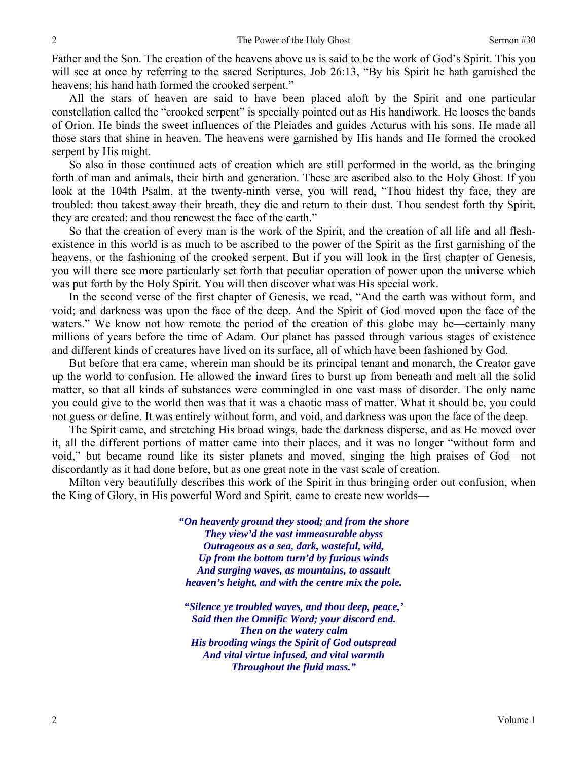Father and the Son. The creation of the heavens above us is said to be the work of God's Spirit. This you will see at once by referring to the sacred Scriptures, Job 26:13, "By his Spirit he hath garnished the heavens; his hand hath formed the crooked serpent."

All the stars of heaven are said to have been placed aloft by the Spirit and one particular constellation called the "crooked serpent" is specially pointed out as His handiwork. He looses the bands of Orion. He binds the sweet influences of the Pleiades and guides Acturus with his sons. He made all those stars that shine in heaven. The heavens were garnished by His hands and He formed the crooked serpent by His might.

So also in those continued acts of creation which are still performed in the world, as the bringing forth of man and animals, their birth and generation. These are ascribed also to the Holy Ghost. If you look at the 104th Psalm, at the twenty-ninth verse, you will read, "Thou hidest thy face, they are troubled: thou takest away their breath, they die and return to their dust. Thou sendest forth thy Spirit, they are created: and thou renewest the face of the earth."

So that the creation of every man is the work of the Spirit, and the creation of all life and all flesh-existence in this world is as much to be ascribed to the power of the Spirit as the first garnishing of the heavens, or the fashioning of the crooked serpent. But if you will look in the first chapter of Genesis, you will there see more particularly set forth that peculiar operation of power upon the universe which was put forth by the Holy Spirit. You will then discover what was His special work.

In the second verse of the first chapter of Genesis, we read, "And the earth was without form, and void; and darkness was upon the face of the deep. And the Spirit of God moved upon the face of the waters." We know not how remote the period of the creation of this globe may be—certainly many millions of years before the time of Adam. Our planet has passed through various stages of existence and different kinds of creatures have lived on its surface, all of which have been fashioned by God.

But before that era came, wherein man should be its principal tenant and monarch, the Creator gave up the world to confusion. He allowed the inward fires to burst up from beneath and melt all the solid matter, so that all kinds of substances were commingled in one vast mass of disorder. The only name you could give to the world then was that it was a chaotic mass of matter. What it should be, you could not guess or define. It was entirely without form, and void, and darkness was upon the face of the deep.

The Spirit came, and stretching His broad wings, bade the darkness disperse, and as He moved over it, all the different portions of matter came into their places, and it was no longer "without form and void," but became round like its sister planets and moved, singing the high praises of God—not discordantly as it had done before, but as one great note in the vast scale of creation.

Milton very beautifully describes this work of the Spirit in thus bringing order out confusion, when the King of Glory, in His powerful Word and Spirit, came to create new worlds—

> ***"On heavenly ground they stood; and from the shore***
> ***They view'd the vast immeasurable abyss***
> ***Outrageous as a sea, dark, wasteful, wild,***
> ***Up from the bottom turn'd by furious winds***
> ***And surging waves, as mountains, to assault***
> ***heaven's height, and with the centre mix the pole.***
>
> ***"Silence ye troubled waves, and thou deep, peace,'***
> ***Said then the Omnific Word; your discord end.***
> ***Then on the watery calm***
> ***His brooding wings the Spirit of God outspread***
> ***And vital virtue infused, and vital warmth***
> ***Throughout the fluid mass."***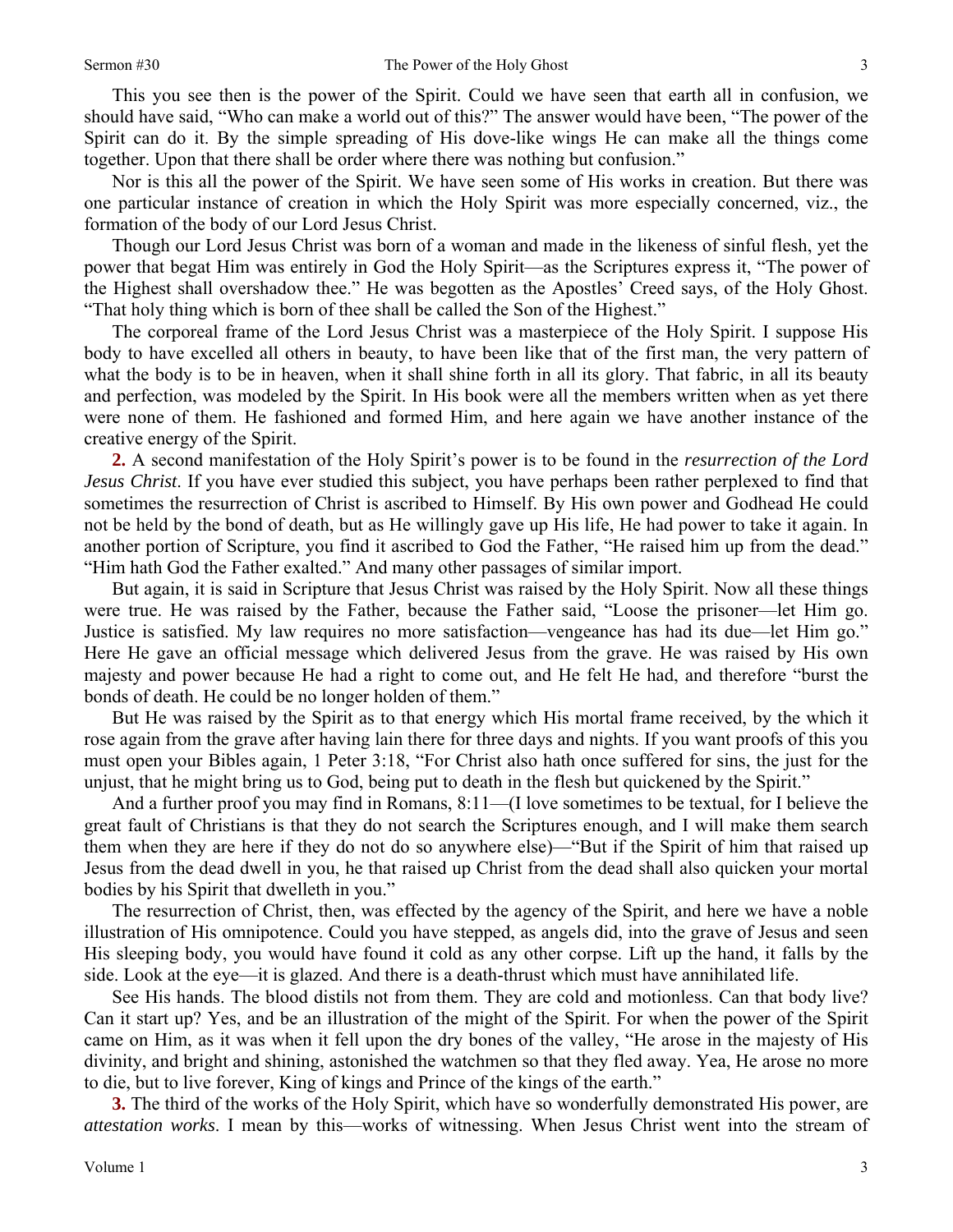This you see then is the power of the Spirit. Could we have seen that earth all in confusion, we should have said, "Who can make a world out of this?" The answer would have been, "The power of the Spirit can do it. By the simple spreading of His dove-like wings He can make all the things come together. Upon that there shall be order where there was nothing but confusion."

Nor is this all the power of the Spirit. We have seen some of His works in creation. But there was one particular instance of creation in which the Holy Spirit was more especially concerned, viz., the formation of the body of our Lord Jesus Christ.

Though our Lord Jesus Christ was born of a woman and made in the likeness of sinful flesh, yet the power that begat Him was entirely in God the Holy Spirit—as the Scriptures express it, "The power of the Highest shall overshadow thee." He was begotten as the Apostles' Creed says, of the Holy Ghost. "That holy thing which is born of thee shall be called the Son of the Highest."

The corporeal frame of the Lord Jesus Christ was a masterpiece of the Holy Spirit. I suppose His body to have excelled all others in beauty, to have been like that of the first man, the very pattern of what the body is to be in heaven, when it shall shine forth in all its glory. That fabric, in all its beauty and perfection, was modeled by the Spirit. In His book were all the members written when as yet there were none of them. He fashioned and formed Him, and here again we have another instance of the creative energy of the Spirit.

**2.** A second manifestation of the Holy Spirit's power is to be found in the *resurrection of the Lord Jesus Christ*. If you have ever studied this subject, you have perhaps been rather perplexed to find that sometimes the resurrection of Christ is ascribed to Himself. By His own power and Godhead He could not be held by the bond of death, but as He willingly gave up His life, He had power to take it again. In another portion of Scripture, you find it ascribed to God the Father, "He raised him up from the dead." "Him hath God the Father exalted." And many other passages of similar import.

But again, it is said in Scripture that Jesus Christ was raised by the Holy Spirit. Now all these things were true. He was raised by the Father, because the Father said, "Loose the prisoner—let Him go. Justice is satisfied. My law requires no more satisfaction—vengeance has had its due—let Him go." Here He gave an official message which delivered Jesus from the grave. He was raised by His own majesty and power because He had a right to come out, and He felt He had, and therefore "burst the bonds of death. He could be no longer holden of them."

But He was raised by the Spirit as to that energy which His mortal frame received, by the which it rose again from the grave after having lain there for three days and nights. If you want proofs of this you must open your Bibles again, 1 Peter 3:18, "For Christ also hath once suffered for sins, the just for the unjust, that he might bring us to God, being put to death in the flesh but quickened by the Spirit."

And a further proof you may find in Romans, 8:11—(I love sometimes to be textual, for I believe the great fault of Christians is that they do not search the Scriptures enough, and I will make them search them when they are here if they do not do so anywhere else)—"But if the Spirit of him that raised up Jesus from the dead dwell in you, he that raised up Christ from the dead shall also quicken your mortal bodies by his Spirit that dwelleth in you."

The resurrection of Christ, then, was effected by the agency of the Spirit, and here we have a noble illustration of His omnipotence. Could you have stepped, as angels did, into the grave of Jesus and seen His sleeping body, you would have found it cold as any other corpse. Lift up the hand, it falls by the side. Look at the eye—it is glazed. And there is a death-thrust which must have annihilated life.

See His hands. The blood distils not from them. They are cold and motionless. Can that body live? Can it start up? Yes, and be an illustration of the might of the Spirit. For when the power of the Spirit came on Him, as it was when it fell upon the dry bones of the valley, "He arose in the majesty of His divinity, and bright and shining, astonished the watchmen so that they fled away. Yea, He arose no more to die, but to live forever, King of kings and Prince of the kings of the earth."

**3.** The third of the works of the Holy Spirit, which have so wonderfully demonstrated His power, are *attestation works*. I mean by this—works of witnessing. When Jesus Christ went into the stream of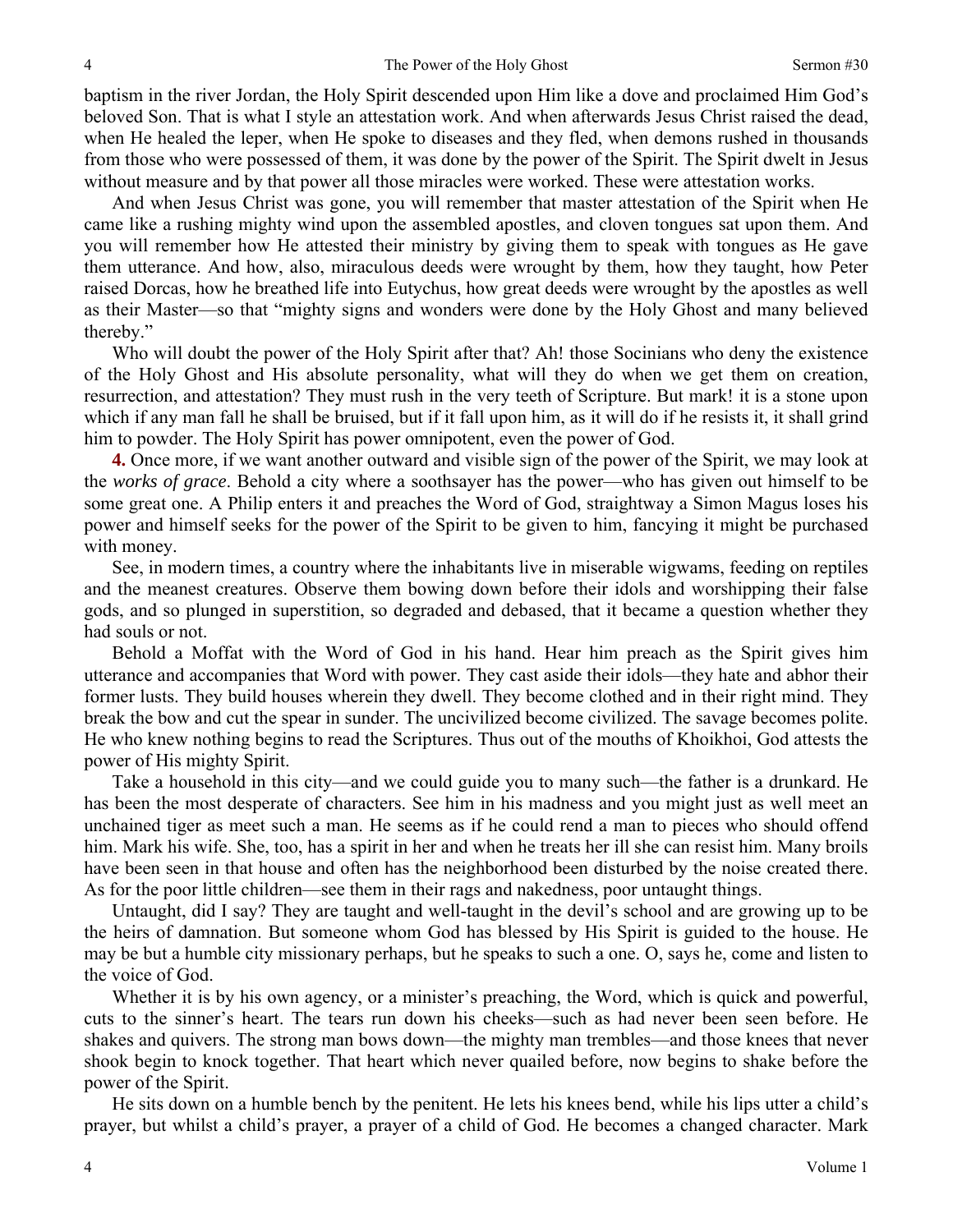baptism in the river Jordan, the Holy Spirit descended upon Him like a dove and proclaimed Him God's beloved Son. That is what I style an attestation work. And when afterwards Jesus Christ raised the dead, when He healed the leper, when He spoke to diseases and they fled, when demons rushed in thousands from those who were possessed of them, it was done by the power of the Spirit. The Spirit dwelt in Jesus without measure and by that power all those miracles were worked. These were attestation works.

And when Jesus Christ was gone, you will remember that master attestation of the Spirit when He came like a rushing mighty wind upon the assembled apostles, and cloven tongues sat upon them. And you will remember how He attested their ministry by giving them to speak with tongues as He gave them utterance. And how, also, miraculous deeds were wrought by them, how they taught, how Peter raised Dorcas, how he breathed life into Eutychus, how great deeds were wrought by the apostles as well as their Master—so that "mighty signs and wonders were done by the Holy Ghost and many believed thereby."

Who will doubt the power of the Holy Spirit after that? Ah! those Socinians who deny the existence of the Holy Ghost and His absolute personality, what will they do when we get them on creation, resurrection, and attestation? They must rush in the very teeth of Scripture. But mark! it is a stone upon which if any man fall he shall be bruised, but if it fall upon him, as it will do if he resists it, it shall grind him to powder. The Holy Spirit has power omnipotent, even the power of God.

**4.** Once more, if we want another outward and visible sign of the power of the Spirit, we may look at the *works of grace*. Behold a city where a soothsayer has the power—who has given out himself to be some great one. A Philip enters it and preaches the Word of God, straightway a Simon Magus loses his power and himself seeks for the power of the Spirit to be given to him, fancying it might be purchased with money.

See, in modern times, a country where the inhabitants live in miserable wigwams, feeding on reptiles and the meanest creatures. Observe them bowing down before their idols and worshipping their false gods, and so plunged in superstition, so degraded and debased, that it became a question whether they had souls or not.

Behold a Moffat with the Word of God in his hand. Hear him preach as the Spirit gives him utterance and accompanies that Word with power. They cast aside their idols—they hate and abhor their former lusts. They build houses wherein they dwell. They become clothed and in their right mind. They break the bow and cut the spear in sunder. The uncivilized become civilized. The savage becomes polite. He who knew nothing begins to read the Scriptures. Thus out of the mouths of Khoikhoi, God attests the power of His mighty Spirit.

Take a household in this city—and we could guide you to many such—the father is a drunkard. He has been the most desperate of characters. See him in his madness and you might just as well meet an unchained tiger as meet such a man. He seems as if he could rend a man to pieces who should offend him. Mark his wife. She, too, has a spirit in her and when he treats her ill she can resist him. Many broils have been seen in that house and often has the neighborhood been disturbed by the noise created there. As for the poor little children—see them in their rags and nakedness, poor untaught things.

Untaught, did I say? They are taught and well-taught in the devil's school and are growing up to be the heirs of damnation. But someone whom God has blessed by His Spirit is guided to the house. He may be but a humble city missionary perhaps, but he speaks to such a one. O, says he, come and listen to the voice of God.

Whether it is by his own agency, or a minister's preaching, the Word, which is quick and powerful, cuts to the sinner's heart. The tears run down his cheeks—such as had never been seen before. He shakes and quivers. The strong man bows down—the mighty man trembles—and those knees that never shook begin to knock together. That heart which never quailed before, now begins to shake before the power of the Spirit.

He sits down on a humble bench by the penitent. He lets his knees bend, while his lips utter a child's prayer, but whilst a child's prayer, a prayer of a child of God. He becomes a changed character. Mark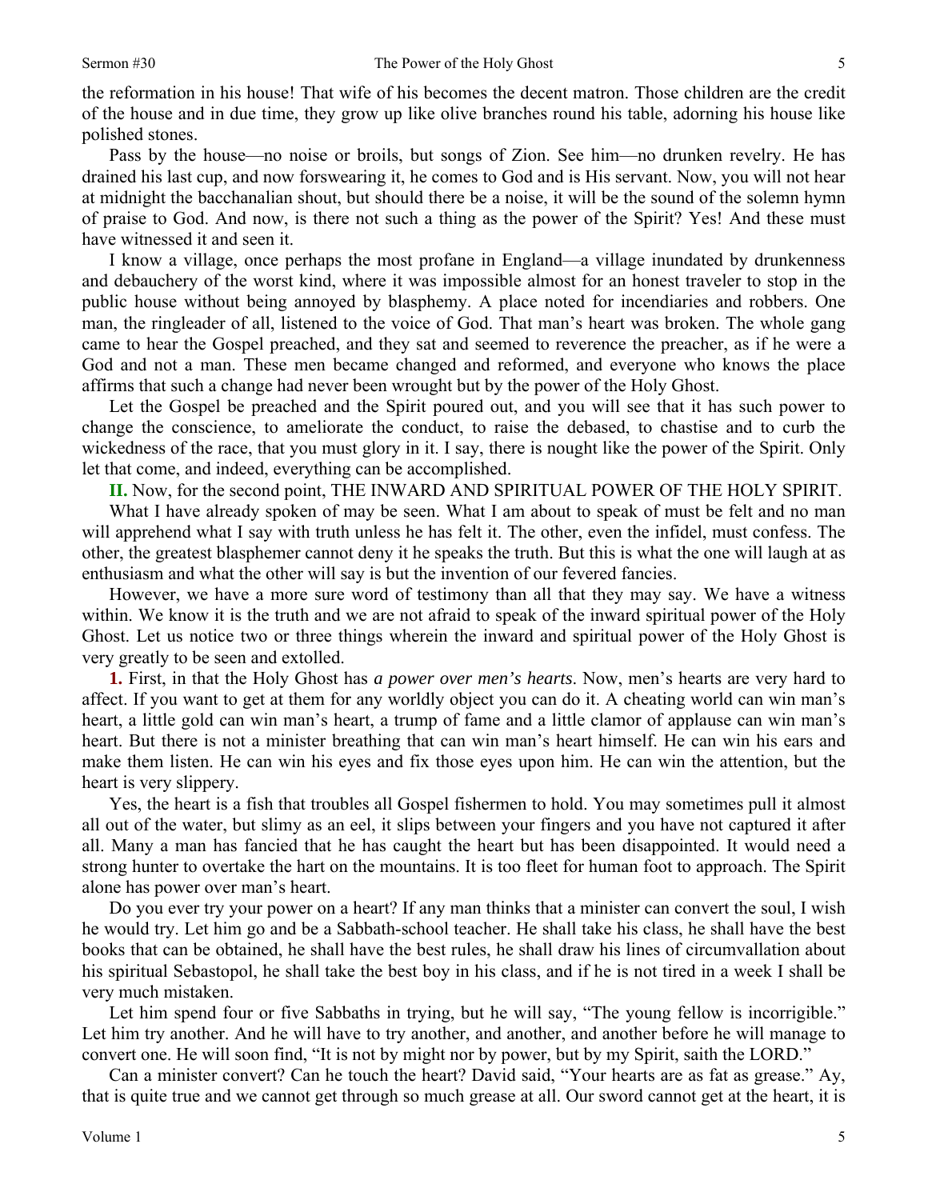the reformation in his house! That wife of his becomes the decent matron. Those children are the credit of the house and in due time, they grow up like olive branches round his table, adorning his house like polished stones.

Pass by the house—no noise or broils, but songs of Zion. See him—no drunken revelry. He has drained his last cup, and now forswearing it, he comes to God and is His servant. Now, you will not hear at midnight the bacchanalian shout, but should there be a noise, it will be the sound of the solemn hymn of praise to God. And now, is there not such a thing as the power of the Spirit? Yes! And these must have witnessed it and seen it.

I know a village, once perhaps the most profane in England—a village inundated by drunkenness and debauchery of the worst kind, where it was impossible almost for an honest traveler to stop in the public house without being annoyed by blasphemy. A place noted for incendiaries and robbers. One man, the ringleader of all, listened to the voice of God. That man's heart was broken. The whole gang came to hear the Gospel preached, and they sat and seemed to reverence the preacher, as if he were a God and not a man. These men became changed and reformed, and everyone who knows the place affirms that such a change had never been wrought but by the power of the Holy Ghost.

Let the Gospel be preached and the Spirit poured out, and you will see that it has such power to change the conscience, to ameliorate the conduct, to raise the debased, to chastise and to curb the wickedness of the race, that you must glory in it. I say, there is nought like the power of the Spirit. Only let that come, and indeed, everything can be accomplished.

**II.** Now, for the second point, THE INWARD AND SPIRITUAL POWER OF THE HOLY SPIRIT.

What I have already spoken of may be seen. What I am about to speak of must be felt and no man will apprehend what I say with truth unless he has felt it. The other, even the infidel, must confess. The other, the greatest blasphemer cannot deny it he speaks the truth. But this is what the one will laugh at as enthusiasm and what the other will say is but the invention of our fevered fancies.

However, we have a more sure word of testimony than all that they may say. We have a witness within. We know it is the truth and we are not afraid to speak of the inward spiritual power of the Holy Ghost. Let us notice two or three things wherein the inward and spiritual power of the Holy Ghost is very greatly to be seen and extolled.

**1.** First, in that the Holy Ghost has *a power over men's hearts*. Now, men's hearts are very hard to affect. If you want to get at them for any worldly object you can do it. A cheating world can win man's heart, a little gold can win man's heart, a trump of fame and a little clamor of applause can win man's heart. But there is not a minister breathing that can win man's heart himself. He can win his ears and make them listen. He can win his eyes and fix those eyes upon him. He can win the attention, but the heart is very slippery.

Yes, the heart is a fish that troubles all Gospel fishermen to hold. You may sometimes pull it almost all out of the water, but slimy as an eel, it slips between your fingers and you have not captured it after all. Many a man has fancied that he has caught the heart but has been disappointed. It would need a strong hunter to overtake the hart on the mountains. It is too fleet for human foot to approach. The Spirit alone has power over man's heart.

Do you ever try your power on a heart? If any man thinks that a minister can convert the soul, I wish he would try. Let him go and be a Sabbath-school teacher. He shall take his class, he shall have the best books that can be obtained, he shall have the best rules, he shall draw his lines of circumvallation about his spiritual Sebastopol, he shall take the best boy in his class, and if he is not tired in a week I shall be very much mistaken.

Let him spend four or five Sabbaths in trying, but he will say, "The young fellow is incorrigible." Let him try another. And he will have to try another, and another, and another before he will manage to convert one. He will soon find, "It is not by might nor by power, but by my Spirit, saith the LORD."

Can a minister convert? Can he touch the heart? David said, "Your hearts are as fat as grease." Ay, that is quite true and we cannot get through so much grease at all. Our sword cannot get at the heart, it is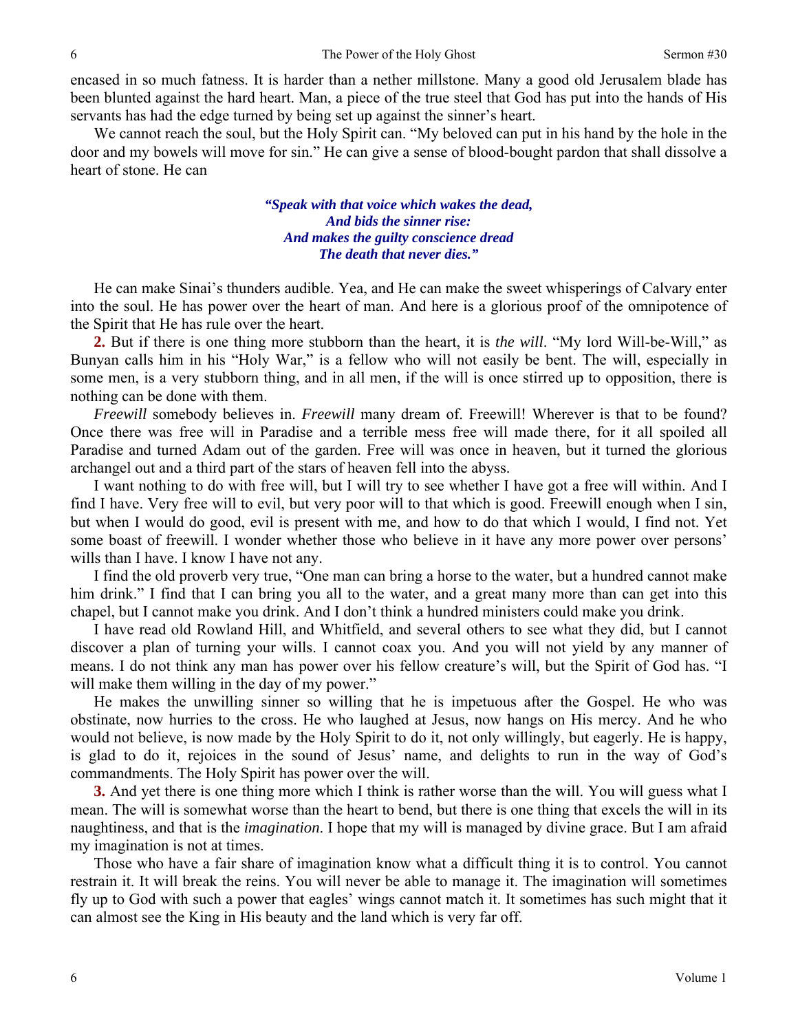encased in so much fatness. It is harder than a nether millstone. Many a good old Jerusalem blade has been blunted against the hard heart. Man, a piece of the true steel that God has put into the hands of His servants has had the edge turned by being set up against the sinner's heart.

We cannot reach the soul, but the Holy Spirit can. "My beloved can put in his hand by the hole in the door and my bowels will move for sin." He can give a sense of blood-bought pardon that shall dissolve a heart of stone. He can

> ***"Speak with that voice which wakes the dead,***
> ***And bids the sinner rise:***
> ***And makes the guilty conscience dread***
> ***The death that never dies."***

He can make Sinai's thunders audible. Yea, and He can make the sweet whisperings of Calvary enter into the soul. He has power over the heart of man. And here is a glorious proof of the omnipotence of the Spirit that He has rule over the heart.

**2.** But if there is one thing more stubborn than the heart, it is *the will*. "My lord Will-be-Will," as Bunyan calls him in his "Holy War," is a fellow who will not easily be bent. The will, especially in some men, is a very stubborn thing, and in all men, if the will is once stirred up to opposition, there is nothing can be done with them.

*Freewill* somebody believes in. *Freewill* many dream of. Freewill! Wherever is that to be found? Once there was free will in Paradise and a terrible mess free will made there, for it all spoiled all Paradise and turned Adam out of the garden. Free will was once in heaven, but it turned the glorious archangel out and a third part of the stars of heaven fell into the abyss.

I want nothing to do with free will, but I will try to see whether I have got a free will within. And I find I have. Very free will to evil, but very poor will to that which is good. Freewill enough when I sin, but when I would do good, evil is present with me, and how to do that which I would, I find not. Yet some boast of freewill. I wonder whether those who believe in it have any more power over persons' wills than I have. I know I have not any.

I find the old proverb very true, "One man can bring a horse to the water, but a hundred cannot make him drink." I find that I can bring you all to the water, and a great many more than can get into this chapel, but I cannot make you drink. And I don't think a hundred ministers could make you drink.

I have read old Rowland Hill, and Whitfield, and several others to see what they did, but I cannot discover a plan of turning your wills. I cannot coax you. And you will not yield by any manner of means. I do not think any man has power over his fellow creature's will, but the Spirit of God has. "I will make them willing in the day of my power."

He makes the unwilling sinner so willing that he is impetuous after the Gospel. He who was obstinate, now hurries to the cross. He who laughed at Jesus, now hangs on His mercy. And he who would not believe, is now made by the Holy Spirit to do it, not only willingly, but eagerly. He is happy, is glad to do it, rejoices in the sound of Jesus' name, and delights to run in the way of God's commandments. The Holy Spirit has power over the will.

**3.** And yet there is one thing more which I think is rather worse than the will. You will guess what I mean. The will is somewhat worse than the heart to bend, but there is one thing that excels the will in its naughtiness, and that is the *imagination*. I hope that my will is managed by divine grace. But I am afraid my imagination is not at times.

Those who have a fair share of imagination know what a difficult thing it is to control. You cannot restrain it. It will break the reins. You will never be able to manage it. The imagination will sometimes fly up to God with such a power that eagles' wings cannot match it. It sometimes has such might that it can almost see the King in His beauty and the land which is very far off.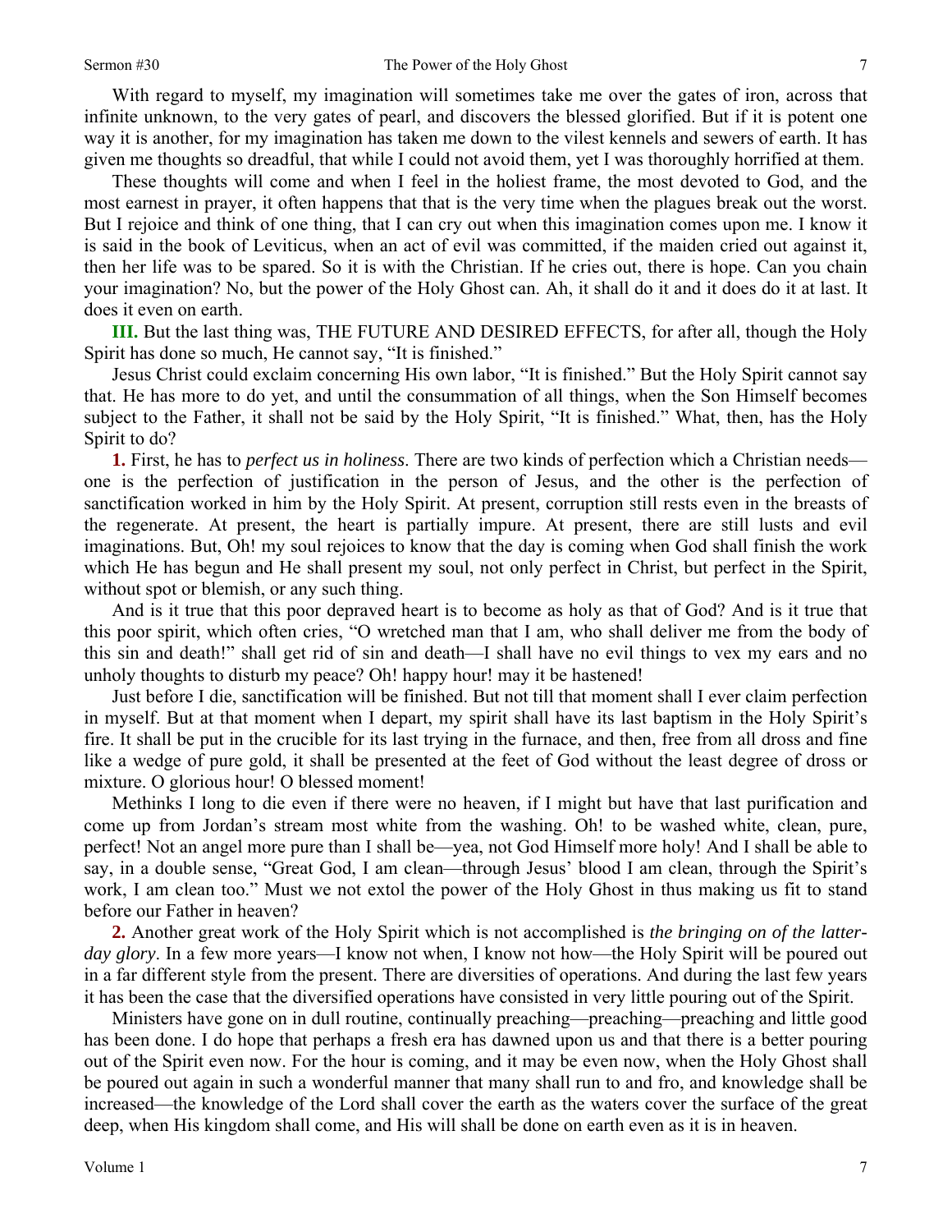With regard to myself, my imagination will sometimes take me over the gates of iron, across that infinite unknown, to the very gates of pearl, and discovers the blessed glorified. But if it is potent one way it is another, for my imagination has taken me down to the vilest kennels and sewers of earth. It has given me thoughts so dreadful, that while I could not avoid them, yet I was thoroughly horrified at them.

These thoughts will come and when I feel in the holiest frame, the most devoted to God, and the most earnest in prayer, it often happens that that is the very time when the plagues break out the worst. But I rejoice and think of one thing, that I can cry out when this imagination comes upon me. I know it is said in the book of Leviticus, when an act of evil was committed, if the maiden cried out against it, then her life was to be spared. So it is with the Christian. If he cries out, there is hope. Can you chain your imagination? No, but the power of the Holy Ghost can. Ah, it shall do it and it does do it at last. It does it even on earth.

**III.** But the last thing was, THE FUTURE AND DESIRED EFFECTS, for after all, though the Holy Spirit has done so much, He cannot say, "It is finished."

Jesus Christ could exclaim concerning His own labor, "It is finished." But the Holy Spirit cannot say that. He has more to do yet, and until the consummation of all things, when the Son Himself becomes subject to the Father, it shall not be said by the Holy Spirit, "It is finished." What, then, has the Holy Spirit to do?

**1.** First, he has to *perfect us in holiness*. There are two kinds of perfection which a Christian needs—one is the perfection of justification in the person of Jesus, and the other is the perfection of sanctification worked in him by the Holy Spirit. At present, corruption still rests even in the breasts of the regenerate. At present, the heart is partially impure. At present, there are still lusts and evil imaginations. But, Oh! my soul rejoices to know that the day is coming when God shall finish the work which He has begun and He shall present my soul, not only perfect in Christ, but perfect in the Spirit, without spot or blemish, or any such thing.

And is it true that this poor depraved heart is to become as holy as that of God? And is it true that this poor spirit, which often cries, "O wretched man that I am, who shall deliver me from the body of this sin and death!" shall get rid of sin and death—I shall have no evil things to vex my ears and no unholy thoughts to disturb my peace? Oh! happy hour! may it be hastened!

Just before I die, sanctification will be finished. But not till that moment shall I ever claim perfection in myself. But at that moment when I depart, my spirit shall have its last baptism in the Holy Spirit's fire. It shall be put in the crucible for its last trying in the furnace, and then, free from all dross and fine like a wedge of pure gold, it shall be presented at the feet of God without the least degree of dross or mixture. O glorious hour! O blessed moment!

Methinks I long to die even if there were no heaven, if I might but have that last purification and come up from Jordan's stream most white from the washing. Oh! to be washed white, clean, pure, perfect! Not an angel more pure than I shall be—yea, not God Himself more holy! And I shall be able to say, in a double sense, "Great God, I am clean—through Jesus' blood I am clean, through the Spirit's work, I am clean too." Must we not extol the power of the Holy Ghost in thus making us fit to stand before our Father in heaven?

**2.** Another great work of the Holy Spirit which is not accomplished is *the bringing on of the latter-day glory*. In a few more years—I know not when, I know not how—the Holy Spirit will be poured out in a far different style from the present. There are diversities of operations. And during the last few years it has been the case that the diversified operations have consisted in very little pouring out of the Spirit.

Ministers have gone on in dull routine, continually preaching—preaching—preaching and little good has been done. I do hope that perhaps a fresh era has dawned upon us and that there is a better pouring out of the Spirit even now. For the hour is coming, and it may be even now, when the Holy Ghost shall be poured out again in such a wonderful manner that many shall run to and fro, and knowledge shall be increased—the knowledge of the Lord shall cover the earth as the waters cover the surface of the great deep, when His kingdom shall come, and His will shall be done on earth even as it is in heaven.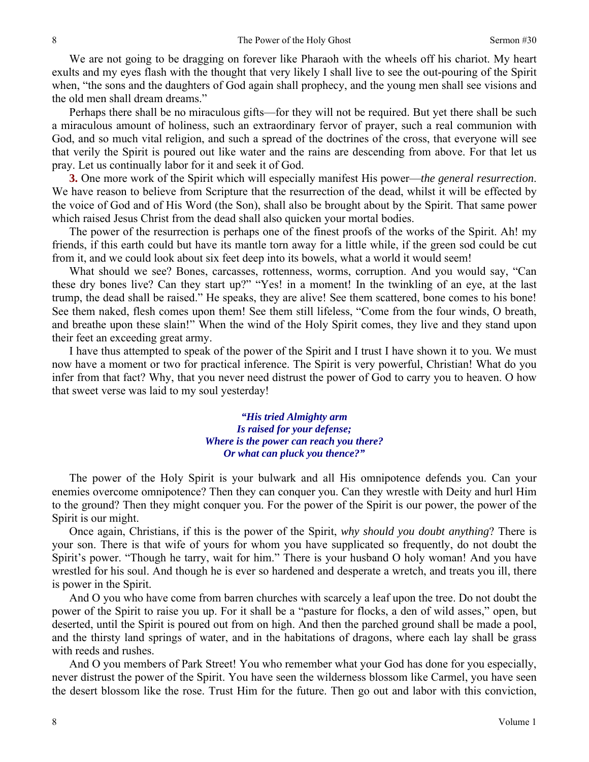We are not going to be dragging on forever like Pharaoh with the wheels off his chariot. My heart exults and my eyes flash with the thought that very likely I shall live to see the out-pouring of the Spirit when, "the sons and the daughters of God again shall prophecy, and the young men shall see visions and the old men shall dream dreams."

Perhaps there shall be no miraculous gifts—for they will not be required. But yet there shall be such a miraculous amount of holiness, such an extraordinary fervor of prayer, such a real communion with God, and so much vital religion, and such a spread of the doctrines of the cross, that everyone will see that verily the Spirit is poured out like water and the rains are descending from above. For that let us pray. Let us continually labor for it and seek it of God.

**3.** One more work of the Spirit which will especially manifest His power—*the general resurrection*. We have reason to believe from Scripture that the resurrection of the dead, whilst it will be effected by the voice of God and of His Word (the Son), shall also be brought about by the Spirit. That same power which raised Jesus Christ from the dead shall also quicken your mortal bodies.

The power of the resurrection is perhaps one of the finest proofs of the works of the Spirit. Ah! my friends, if this earth could but have its mantle torn away for a little while, if the green sod could be cut from it, and we could look about six feet deep into its bowels, what a world it would seem!

What should we see? Bones, carcasses, rottenness, worms, corruption. And you would say, "Can these dry bones live? Can they start up?" "Yes! in a moment! In the twinkling of an eye, at the last trump, the dead shall be raised." He speaks, they are alive! See them scattered, bone comes to his bone! See them naked, flesh comes upon them! See them still lifeless, "Come from the four winds, O breath, and breathe upon these slain!" When the wind of the Holy Spirit comes, they live and they stand upon their feet an exceeding great army.

I have thus attempted to speak of the power of the Spirit and I trust I have shown it to you. We must now have a moment or two for practical inference. The Spirit is very powerful, Christian! What do you infer from that fact? Why, that you never need distrust the power of God to carry you to heaven. O how that sweet verse was laid to my soul yesterday!

> ***"His tried Almighty arm***
> ***Is raised for your defense;***
> ***Where is the power can reach you there?***
> ***Or what can pluck you thence?"***

The power of the Holy Spirit is your bulwark and all His omnipotence defends you. Can your enemies overcome omnipotence? Then they can conquer you. Can they wrestle with Deity and hurl Him to the ground? Then they might conquer you. For the power of the Spirit is our power, the power of the Spirit is our might.

Once again, Christians, if this is the power of the Spirit, *why should you doubt anything*? There is your son. There is that wife of yours for whom you have supplicated so frequently, do not doubt the Spirit's power. "Though he tarry, wait for him." There is your husband O holy woman! And you have wrestled for his soul. And though he is ever so hardened and desperate a wretch, and treats you ill, there is power in the Spirit.

And O you who have come from barren churches with scarcely a leaf upon the tree. Do not doubt the power of the Spirit to raise you up. For it shall be a "pasture for flocks, a den of wild asses," open, but deserted, until the Spirit is poured out from on high. And then the parched ground shall be made a pool, and the thirsty land springs of water, and in the habitations of dragons, where each lay shall be grass with reeds and rushes.

And O you members of Park Street! You who remember what your God has done for you especially, never distrust the power of the Spirit. You have seen the wilderness blossom like Carmel, you have seen the desert blossom like the rose. Trust Him for the future. Then go out and labor with this conviction,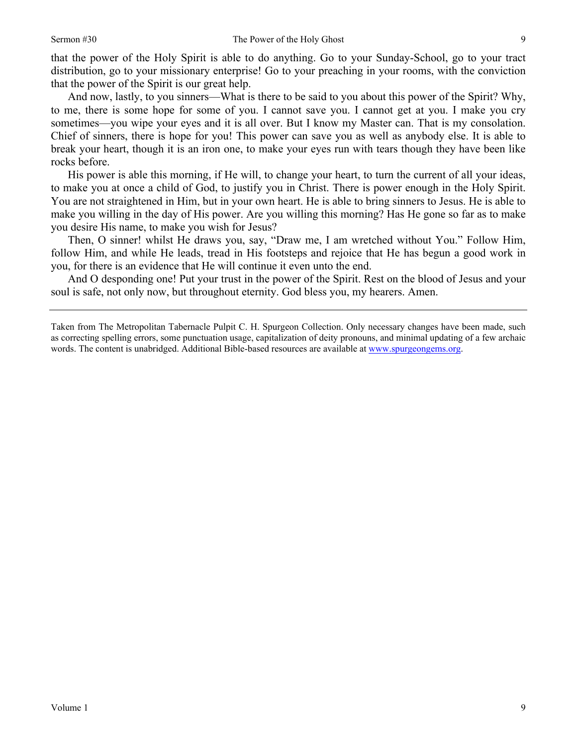that the power of the Holy Spirit is able to do anything. Go to your Sunday-School, go to your tract distribution, go to your missionary enterprise! Go to your preaching in your rooms, with the conviction that the power of the Spirit is our great help.

And now, lastly, to you sinners—What is there to be said to you about this power of the Spirit? Why, to me, there is some hope for some of you. I cannot save you. I cannot get at you. I make you cry sometimes—you wipe your eyes and it is all over. But I know my Master can. That is my consolation. Chief of sinners, there is hope for you! This power can save you as well as anybody else. It is able to break your heart, though it is an iron one, to make your eyes run with tears though they have been like rocks before.

His power is able this morning, if He will, to change your heart, to turn the current of all your ideas, to make you at once a child of God, to justify you in Christ. There is power enough in the Holy Spirit. You are not straightened in Him, but in your own heart. He is able to bring sinners to Jesus. He is able to make you willing in the day of His power. Are you willing this morning? Has He gone so far as to make you desire His name, to make you wish for Jesus?

Then, O sinner! whilst He draws you, say, "Draw me, I am wretched without You." Follow Him, follow Him, and while He leads, tread in His footsteps and rejoice that He has begun a good work in you, for there is an evidence that He will continue it even unto the end.

And O desponding one! Put your trust in the power of the Spirit. Rest on the blood of Jesus and your soul is safe, not only now, but throughout eternity. God bless you, my hearers. Amen.

---

Taken from The Metropolitan Tabernacle Pulpit C. H. Spurgeon Collection. Only necessary changes have been made, such as correcting spelling errors, some punctuation usage, capitalization of deity pronouns, and minimal updating of a few archaic words. The content is unabridged. Additional Bible-based resources are available at [www.spurgeongems.org](http://www.spurgeongems.org).